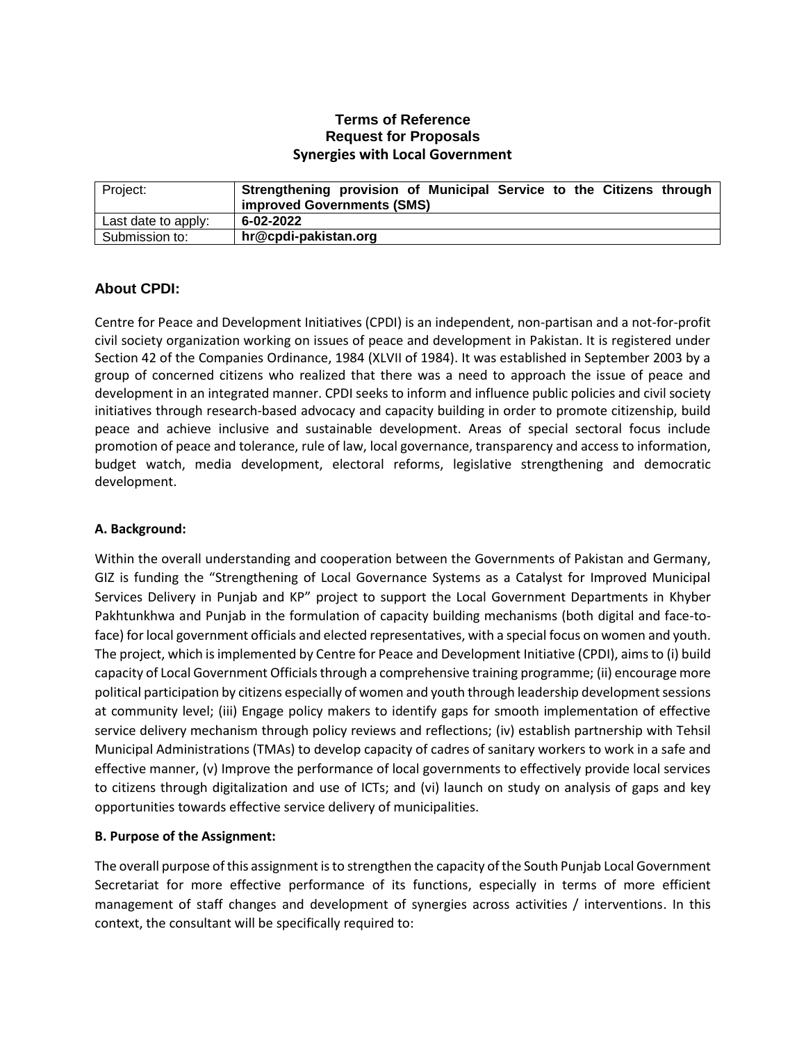# Terms of Reference
# Request for Proposals
# Synergies with Local Government

| Project: | **Strengthening provision of Municipal Service to the Citizens through improved Governments (SMS)** |
|---|---|
| Last date to apply: | **6-02-2022** |
| Submission to: | **hr@cpdi-pakistan.org** |

## About CPDI:

Centre for Peace and Development Initiatives (CPDI) is an independent, non-partisan and a not-for-profit civil society organization working on issues of peace and development in Pakistan. It is registered under Section 42 of the Companies Ordinance, 1984 (XLVII of 1984). It was established in September 2003 by a group of concerned citizens who realized that there was a need to approach the issue of peace and development in an integrated manner. CPDI seeks to inform and influence public policies and civil society initiatives through research-based advocacy and capacity building in order to promote citizenship, build peace and achieve inclusive and sustainable development. Areas of special sectoral focus include promotion of peace and tolerance, rule of law, local governance, transparency and access to information, budget watch, media development, electoral reforms, legislative strengthening and democratic development.

### A. Background:

Within the overall understanding and cooperation between the Governments of Pakistan and Germany, GIZ is funding the "Strengthening of Local Governance Systems as a Catalyst for Improved Municipal Services Delivery in Punjab and KP" project to support the Local Government Departments in Khyber Pakhtunkhwa and Punjab in the formulation of capacity building mechanisms (both digital and face-to-face) for local government officials and elected representatives, with a special focus on women and youth. The project, which is implemented by Centre for Peace and Development Initiative (CPDI), aims to (i) build capacity of Local Government Officials through a comprehensive training programme; (ii) encourage more political participation by citizens especially of women and youth through leadership development sessions at community level; (iii) Engage policy makers to identify gaps for smooth implementation of effective service delivery mechanism through policy reviews and reflections; (iv) establish partnership with Tehsil Municipal Administrations (TMAs) to develop capacity of cadres of sanitary workers to work in a safe and effective manner, (v) Improve the performance of local governments to effectively provide local services to citizens through digitalization and use of ICTs; and (vi) launch on study on analysis of gaps and key opportunities towards effective service delivery of municipalities.

### B. Purpose of the Assignment:

The overall purpose of this assignment is to strengthen the capacity of the South Punjab Local Government Secretariat for more effective performance of its functions, especially in terms of more efficient management of staff changes and development of synergies across activities / interventions. In this context, the consultant will be specifically required to: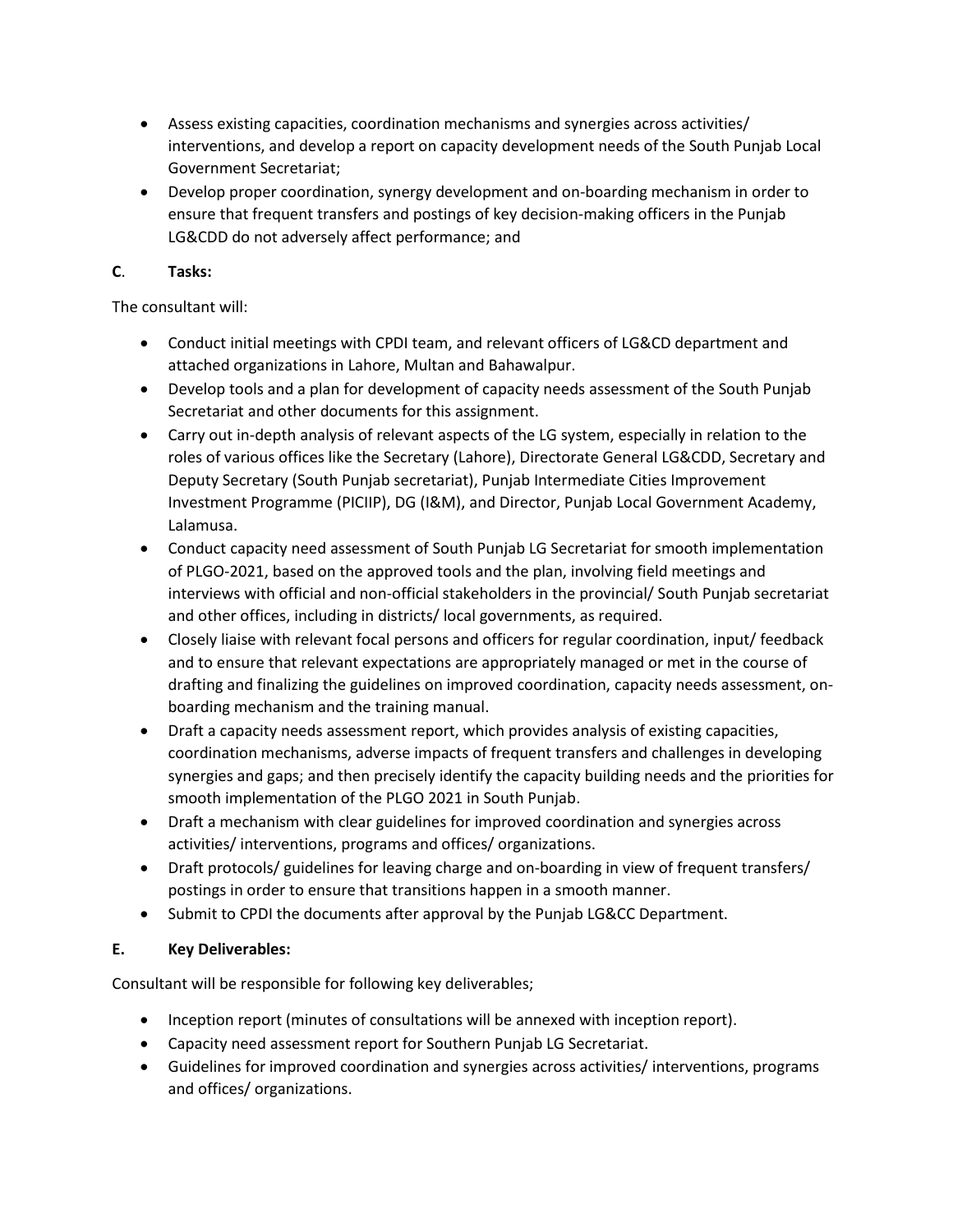- Assess existing capacities, coordination mechanisms and synergies across activities/ interventions, and develop a report on capacity development needs of the South Punjab Local Government Secretariat;
- Develop proper coordination, synergy development and on-boarding mechanism in order to ensure that frequent transfers and postings of key decision-making officers in the Punjab LG&CDD do not adversely affect performance; and

**C**. **Tasks:**

The consultant will:

- Conduct initial meetings with CPDI team, and relevant officers of LG&CD department and attached organizations in Lahore, Multan and Bahawalpur.
- Develop tools and a plan for development of capacity needs assessment of the South Punjab Secretariat and other documents for this assignment.
- Carry out in-depth analysis of relevant aspects of the LG system, especially in relation to the roles of various offices like the Secretary (Lahore), Directorate General LG&CDD, Secretary and Deputy Secretary (South Punjab secretariat), Punjab Intermediate Cities Improvement Investment Programme (PICIIP), DG (I&M), and Director, Punjab Local Government Academy, Lalamusa.
- Conduct capacity need assessment of South Punjab LG Secretariat for smooth implementation of PLGO-2021, based on the approved tools and the plan, involving field meetings and interviews with official and non-official stakeholders in the provincial/ South Punjab secretariat and other offices, including in districts/ local governments, as required.
- Closely liaise with relevant focal persons and officers for regular coordination, input/ feedback and to ensure that relevant expectations are appropriately managed or met in the course of drafting and finalizing the guidelines on improved coordination, capacity needs assessment, on-boarding mechanism and the training manual.
- Draft a capacity needs assessment report, which provides analysis of existing capacities, coordination mechanisms, adverse impacts of frequent transfers and challenges in developing synergies and gaps; and then precisely identify the capacity building needs and the priorities for smooth implementation of the PLGO 2021 in South Punjab.
- Draft a mechanism with clear guidelines for improved coordination and synergies across activities/ interventions, programs and offices/ organizations.
- Draft protocols/ guidelines for leaving charge and on-boarding in view of frequent transfers/ postings in order to ensure that transitions happen in a smooth manner.
- Submit to CPDI the documents after approval by the Punjab LG&CC Department.

**E.** **Key Deliverables:**

Consultant will be responsible for following key deliverables;

- Inception report (minutes of consultations will be annexed with inception report).
- Capacity need assessment report for Southern Punjab LG Secretariat.
- Guidelines for improved coordination and synergies across activities/ interventions, programs and offices/ organizations.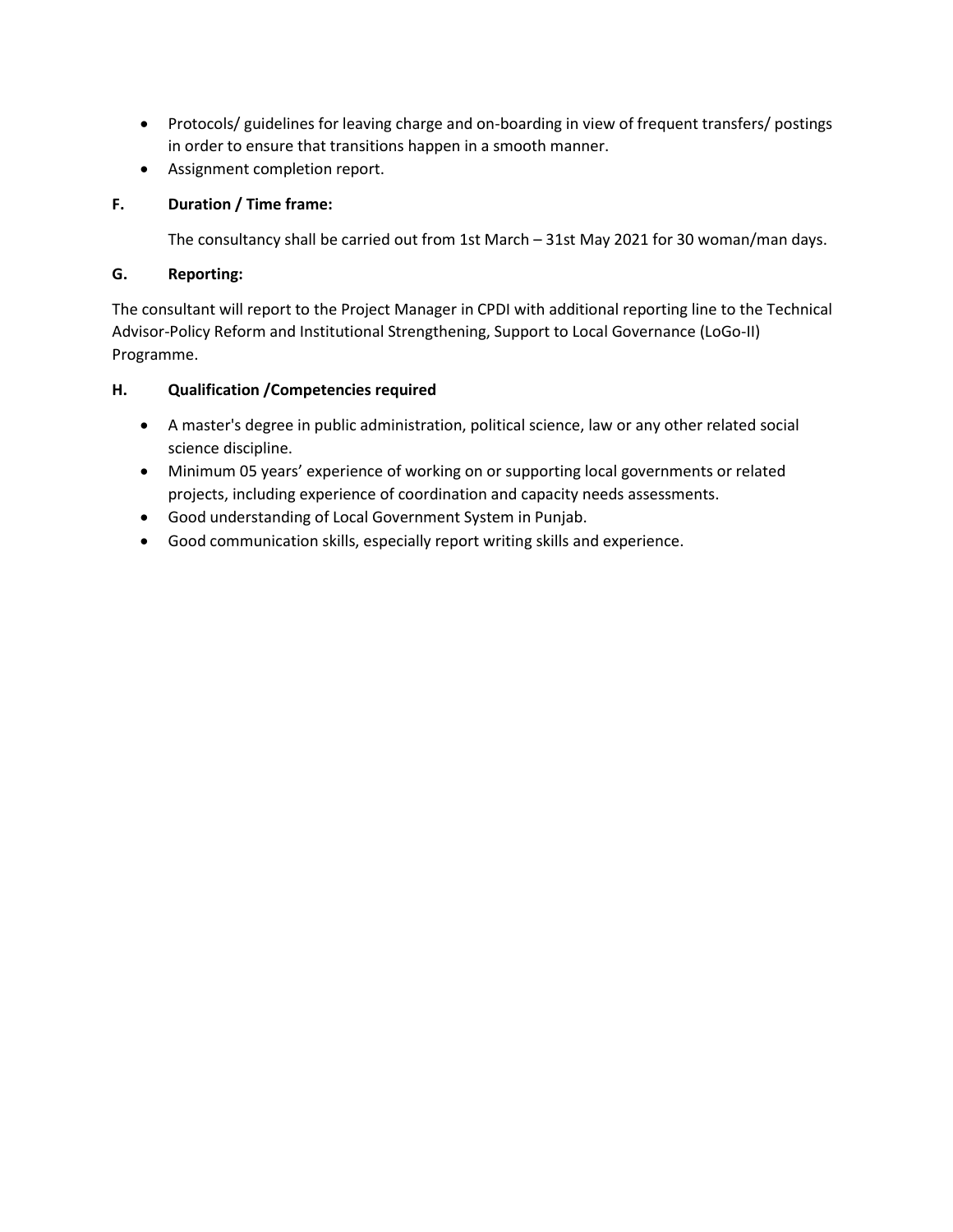- Protocols/ guidelines for leaving charge and on-boarding in view of frequent transfers/ postings in order to ensure that transitions happen in a smooth manner.
- Assignment completion report.

### F. Duration / Time frame:

The consultancy shall be carried out from 1st March – 31st May 2021 for 30 woman/man days.

### G. Reporting:

The consultant will report to the Project Manager in CPDI with additional reporting line to the Technical Advisor-Policy Reform and Institutional Strengthening, Support to Local Governance (LoGo-II) Programme.

### H. Qualification /Competencies required

- A master's degree in public administration, political science, law or any other related social science discipline.
- Minimum 05 years' experience of working on or supporting local governments or related projects, including experience of coordination and capacity needs assessments.
- Good understanding of Local Government System in Punjab.
- Good communication skills, especially report writing skills and experience.